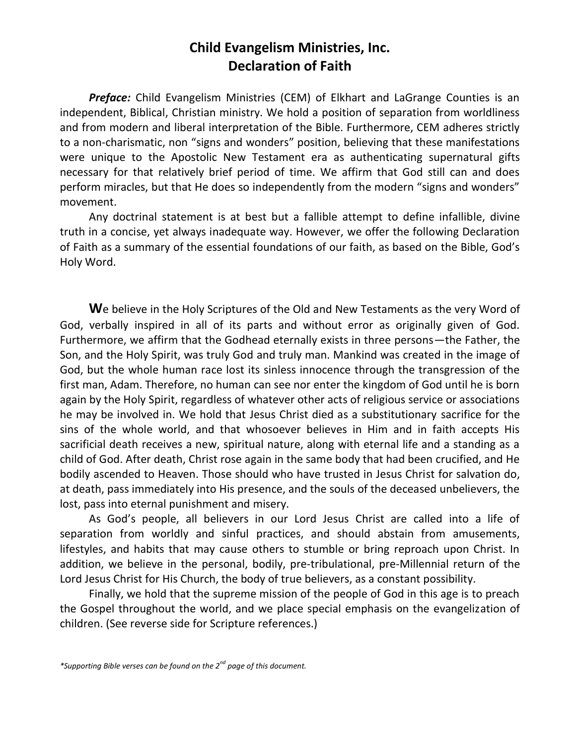# Child Evangelism Ministries, Inc.
# Declaration of Faith

***Preface:*** Child Evangelism Ministries (CEM) of Elkhart and LaGrange Counties is an independent, Biblical, Christian ministry. We hold a position of separation from worldliness and from modern and liberal interpretation of the Bible. Furthermore, CEM adheres strictly to a non-charismatic, non "signs and wonders" position, believing that these manifestations were unique to the Apostolic New Testament era as authenticating supernatural gifts necessary for that relatively brief period of time. We affirm that God still can and does perform miracles, but that He does so independently from the modern "signs and wonders" movement.

Any doctrinal statement is at best but a fallible attempt to define infallible, divine truth in a concise, yet always inadequate way. However, we offer the following Declaration of Faith as a summary of the essential foundations of our faith, as based on the Bible, God's Holy Word.

**W**e believe in the Holy Scriptures of the Old and New Testaments as the very Word of God, verbally inspired in all of its parts and without error as originally given of God. Furthermore, we affirm that the Godhead eternally exists in three persons—the Father, the Son, and the Holy Spirit, was truly God and truly man. Mankind was created in the image of God, but the whole human race lost its sinless innocence through the transgression of the first man, Adam. Therefore, no human can see nor enter the kingdom of God until he is born again by the Holy Spirit, regardless of whatever other acts of religious service or associations he may be involved in. We hold that Jesus Christ died as a substitutionary sacrifice for the sins of the whole world, and that whosoever believes in Him and in faith accepts His sacrificial death receives a new, spiritual nature, along with eternal life and a standing as a child of God. After death, Christ rose again in the same body that had been crucified, and He bodily ascended to Heaven. Those should who have trusted in Jesus Christ for salvation do, at death, pass immediately into His presence, and the souls of the deceased unbelievers, the lost, pass into eternal punishment and misery.

As God's people, all believers in our Lord Jesus Christ are called into a life of separation from worldly and sinful practices, and should abstain from amusements, lifestyles, and habits that may cause others to stumble or bring reproach upon Christ. In addition, we believe in the personal, bodily, pre-tribulational, pre-Millennial return of the Lord Jesus Christ for His Church, the body of true believers, as a constant possibility.

Finally, we hold that the supreme mission of the people of God in this age is to preach the Gospel throughout the world, and we place special emphasis on the evangelization of children. (See reverse side for Scripture references.)

**Supporting Bible verses can be found on the 2nd page of this document.*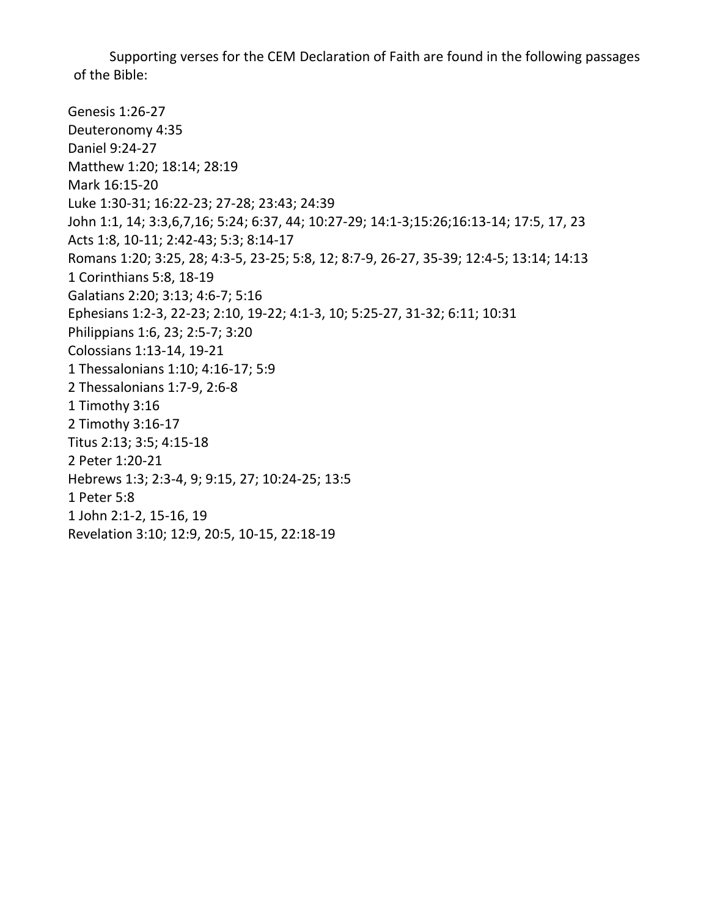Supporting verses for the CEM Declaration of Faith are found in the following passages of the Bible:

Genesis 1:26-27
Deuteronomy 4:35
Daniel 9:24-27
Matthew 1:20; 18:14; 28:19
Mark 16:15-20
Luke 1:30-31; 16:22-23; 27-28; 23:43; 24:39
John 1:1, 14; 3:3,6,7,16; 5:24; 6:37, 44; 10:27-29; 14:1-3;15:26;16:13-14; 17:5, 17, 23
Acts 1:8, 10-11; 2:42-43; 5:3; 8:14-17
Romans 1:20; 3:25, 28; 4:3-5, 23-25; 5:8, 12; 8:7-9, 26-27, 35-39; 12:4-5; 13:14; 14:13
1 Corinthians 5:8, 18-19
Galatians 2:20; 3:13; 4:6-7; 5:16
Ephesians 1:2-3, 22-23; 2:10, 19-22; 4:1-3, 10; 5:25-27, 31-32; 6:11; 10:31
Philippians 1:6, 23; 2:5-7; 3:20
Colossians 1:13-14, 19-21
1 Thessalonians 1:10; 4:16-17; 5:9
2 Thessalonians 1:7-9, 2:6-8
1 Timothy 3:16
2 Timothy 3:16-17
Titus 2:13; 3:5; 4:15-18
2 Peter 1:20-21
Hebrews 1:3; 2:3-4, 9; 9:15, 27; 10:24-25; 13:5
1 Peter 5:8
1 John 2:1-2, 15-16, 19
Revelation 3:10; 12:9, 20:5, 10-15, 22:18-19